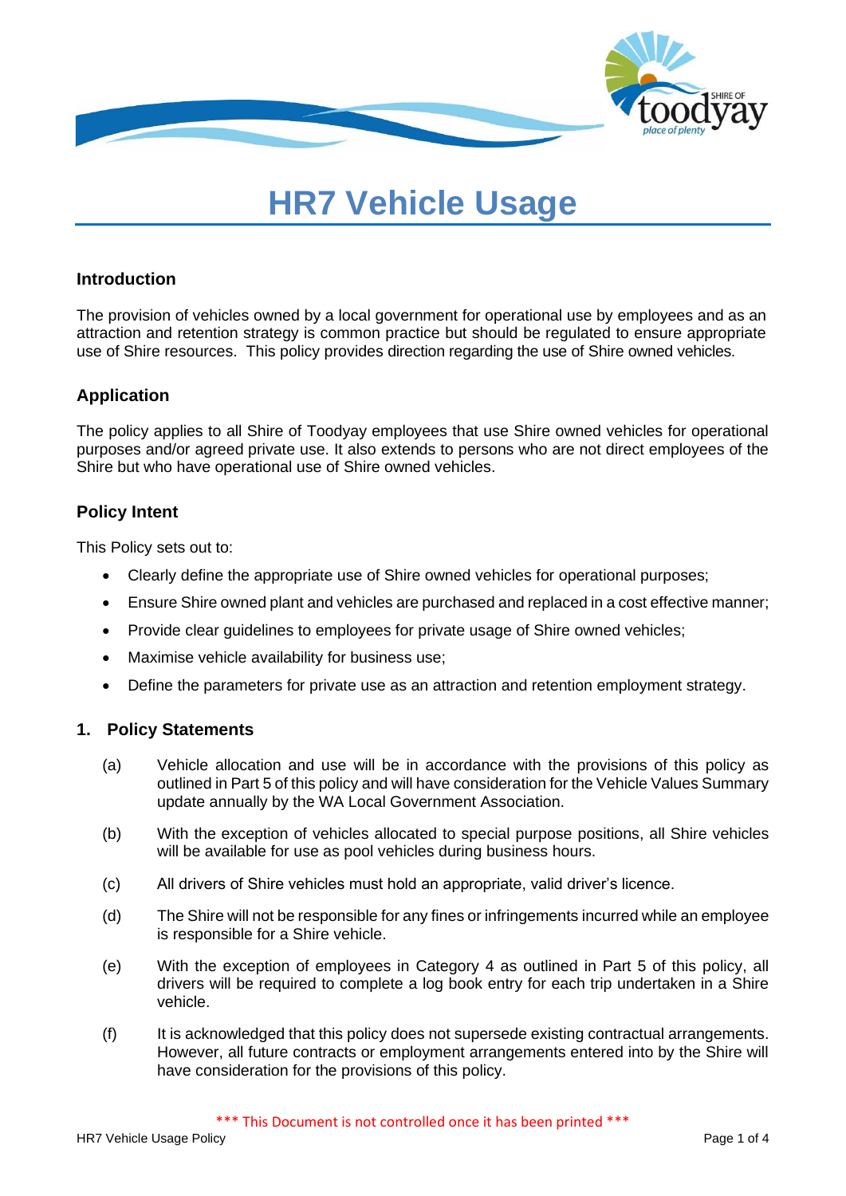# HR7 Vehicle Usage

## Introduction

The provision of vehicles owned by a local government for operational use by employees and as an attraction and retention strategy is common practice but should be regulated to ensure appropriate use of Shire resources. This policy provides direction regarding the use of Shire owned vehicles.

## Application

The policy applies to all Shire of Toodyay employees that use Shire owned vehicles for operational purposes and/or agreed private use. It also extends to persons who are not direct employees of the Shire but who have operational use of Shire owned vehicles.

## Policy Intent

This Policy sets out to:

- Clearly define the appropriate use of Shire owned vehicles for operational purposes;
- Ensure Shire owned plant and vehicles are purchased and replaced in a cost effective manner;
- Provide clear guidelines to employees for private usage of Shire owned vehicles;
- Maximise vehicle availability for business use;
- Define the parameters for private use as an attraction and retention employment strategy.

## 1. Policy Statements

(a) Vehicle allocation and use will be in accordance with the provisions of this policy as outlined in Part 5 of this policy and will have consideration for the Vehicle Values Summary update annually by the WA Local Government Association.

(b) With the exception of vehicles allocated to special purpose positions, all Shire vehicles will be available for use as pool vehicles during business hours.

(c) All drivers of Shire vehicles must hold an appropriate, valid driver's licence.

(d) The Shire will not be responsible for any fines or infringements incurred while an employee is responsible for a Shire vehicle.

(e) With the exception of employees in Category 4 as outlined in Part 5 of this policy, all drivers will be required to complete a log book entry for each trip undertaken in a Shire vehicle.

(f) It is acknowledged that this policy does not supersede existing contractual arrangements. However, all future contracts or employment arrangements entered into by the Shire will have consideration for the provisions of this policy.

\*\*\* This Document is not controlled once it has been printed \*\*\*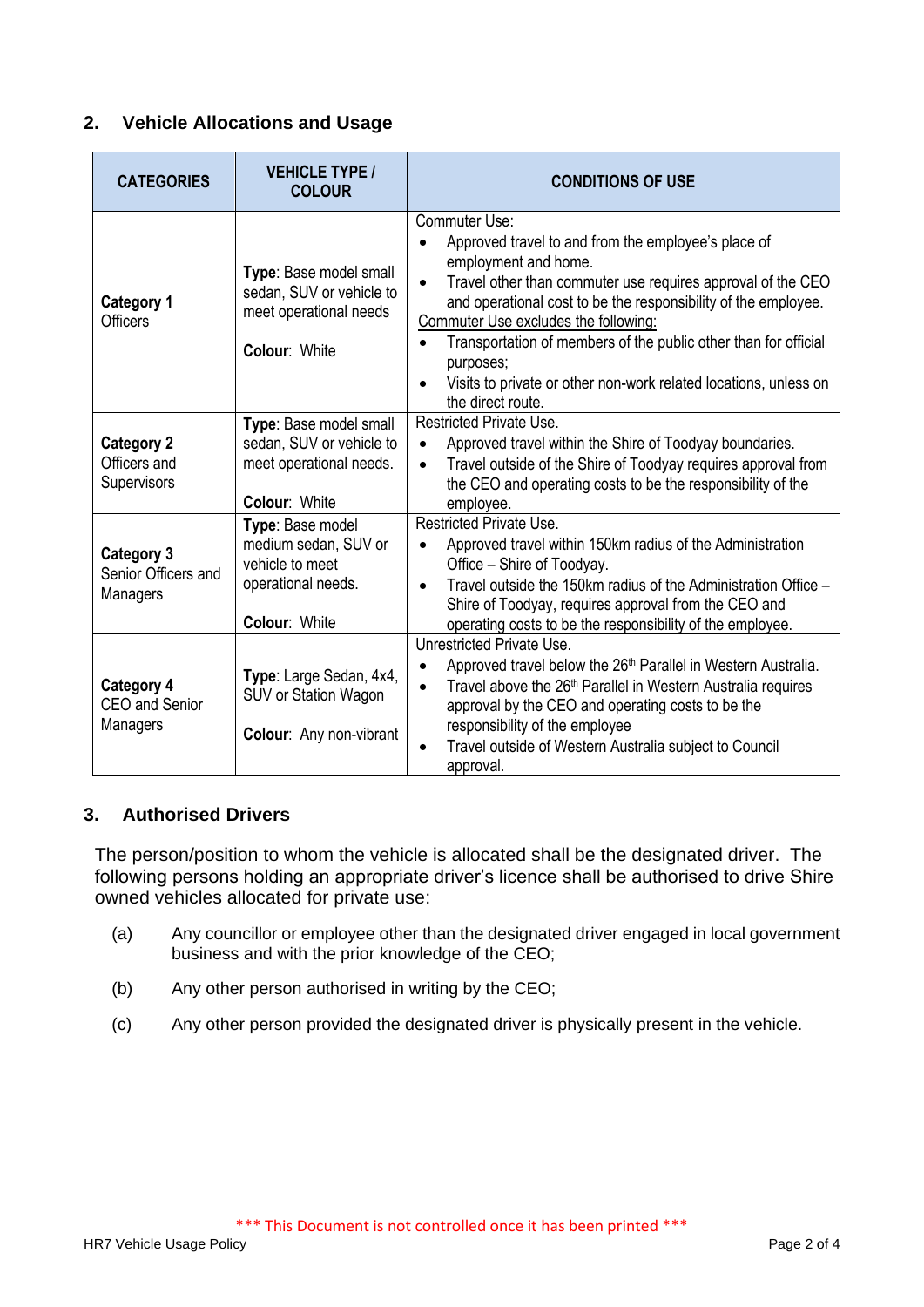## 2. Vehicle Allocations and Usage

| CATEGORIES | VEHICLE TYPE / COLOUR | CONDITIONS OF USE |
|---|---|---|
| **Category 1** Officers | **Type**: Base model small sedan, SUV or vehicle to meet operational needs<br><br>**Colour**: White | Commuter Use:<br>• Approved travel to and from the employee's place of employment and home.<br>• Travel other than commuter use requires approval of the CEO and operational cost to be the responsibility of the employee.<br><u>Commuter Use excludes the following:</u><br>• Transportation of members of the public other than for official purposes;<br>• Visits to private or other non-work related locations, unless on the direct route. |
| **Category 2** Officers and Supervisors | **Type**: Base model small sedan, SUV or vehicle to meet operational needs.<br><br>**Colour**: White | Restricted Private Use.<br>• Approved travel within the Shire of Toodyay boundaries.<br>• Travel outside of the Shire of Toodyay requires approval from the CEO and operating costs to be the responsibility of the employee. |
| **Category 3** Senior Officers and Managers | **Type**: Base model medium sedan, SUV or vehicle to meet operational needs.<br><br>**Colour**: White | Restricted Private Use.<br>• Approved travel within 150km radius of the Administration Office – Shire of Toodyay.<br>• Travel outside the 150km radius of the Administration Office – Shire of Toodyay, requires approval from the CEO and operating costs to be the responsibility of the employee. |
| **Category 4** CEO and Senior Managers | **Type**: Large Sedan, 4x4, SUV or Station Wagon<br><br>**Colour**: Any non-vibrant | Unrestricted Private Use.<br>• Approved travel below the 26th Parallel in Western Australia.<br>• Travel above the 26th Parallel in Western Australia requires approval by the CEO and operating costs to be the responsibility of the employee<br>• Travel outside of Western Australia subject to Council approval. |

## 3. Authorised Drivers

The person/position to whom the vehicle is allocated shall be the designated driver. The following persons holding an appropriate driver's licence shall be authorised to drive Shire owned vehicles allocated for private use:

(a) Any councillor or employee other than the designated driver engaged in local government business and with the prior knowledge of the CEO;

(b) Any other person authorised in writing by the CEO;

(c) Any other person provided the designated driver is physically present in the vehicle.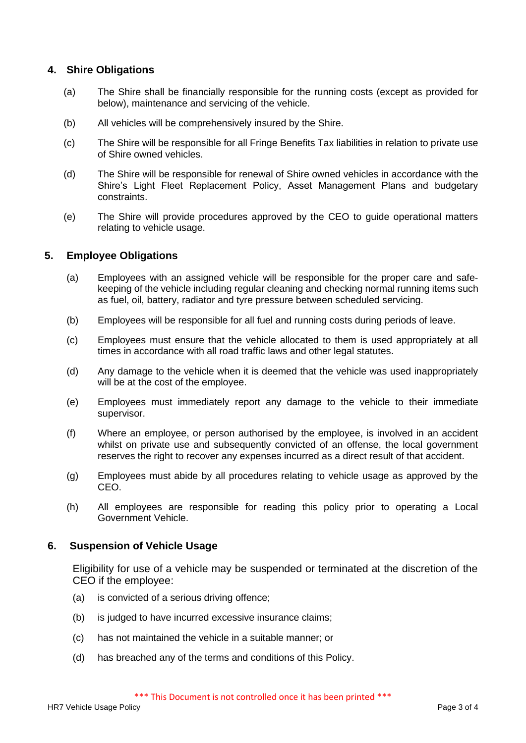## 4. Shire Obligations

(a) The Shire shall be financially responsible for the running costs (except as provided for below), maintenance and servicing of the vehicle.

(b) All vehicles will be comprehensively insured by the Shire.

(c) The Shire will be responsible for all Fringe Benefits Tax liabilities in relation to private use of Shire owned vehicles.

(d) The Shire will be responsible for renewal of Shire owned vehicles in accordance with the Shire's Light Fleet Replacement Policy, Asset Management Plans and budgetary constraints.

(e) The Shire will provide procedures approved by the CEO to guide operational matters relating to vehicle usage.

## 5. Employee Obligations

(a) Employees with an assigned vehicle will be responsible for the proper care and safe-keeping of the vehicle including regular cleaning and checking normal running items such as fuel, oil, battery, radiator and tyre pressure between scheduled servicing.

(b) Employees will be responsible for all fuel and running costs during periods of leave.

(c) Employees must ensure that the vehicle allocated to them is used appropriately at all times in accordance with all road traffic laws and other legal statutes.

(d) Any damage to the vehicle when it is deemed that the vehicle was used inappropriately will be at the cost of the employee.

(e) Employees must immediately report any damage to the vehicle to their immediate supervisor.

(f) Where an employee, or person authorised by the employee, is involved in an accident whilst on private use and subsequently convicted of an offense, the local government reserves the right to recover any expenses incurred as a direct result of that accident.

(g) Employees must abide by all procedures relating to vehicle usage as approved by the CEO.

(h) All employees are responsible for reading this policy prior to operating a Local Government Vehicle.

## 6. Suspension of Vehicle Usage

Eligibility for use of a vehicle may be suspended or terminated at the discretion of the CEO if the employee:

(a) is convicted of a serious driving offence;

(b) is judged to have incurred excessive insurance claims;

(c) has not maintained the vehicle in a suitable manner; or

(d) has breached any of the terms and conditions of this Policy.

*** This Document is not controlled once it has been printed ***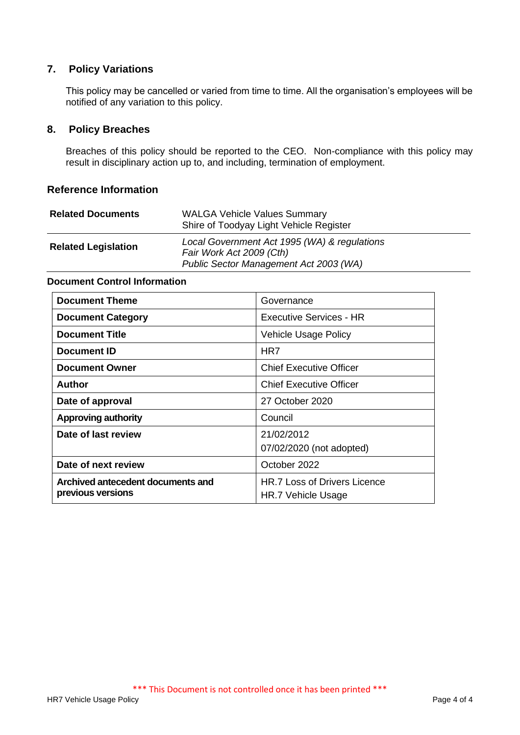## 7. Policy Variations

This policy may be cancelled or varied from time to time. All the organisation's employees will be notified of any variation to this policy.

## 8. Policy Breaches

Breaches of this policy should be reported to the CEO. Non-compliance with this policy may result in disciplinary action up to, and including, termination of employment.

## Reference Information

| | |
|---|---|
| **Related Documents** | WALGA Vehicle Values Summary<br>Shire of Toodyay Light Vehicle Register |
| **Related Legislation** | *Local Government Act 1995 (WA) & regulations*<br>*Fair Work Act 2009 (Cth)*<br>*Public Sector Management Act 2003 (WA)* |

**Document Control Information**

| | |
|---|---|
| **Document Theme** | Governance |
| **Document Category** | Executive Services - HR |
| **Document Title** | Vehicle Usage Policy |
| **Document ID** | HR7 |
| **Document Owner** | Chief Executive Officer |
| **Author** | Chief Executive Officer |
| **Date of approval** | 27 October 2020 |
| **Approving authority** | Council |
| **Date of last review** | 21/02/2012<br>07/02/2020 (not adopted) |
| **Date of next review** | October 2022 |
| **Archived antecedent documents and previous versions** | HR.7 Loss of Drivers Licence<br>HR.7 Vehicle Usage |

*** This Document is not controlled once it has been printed ***